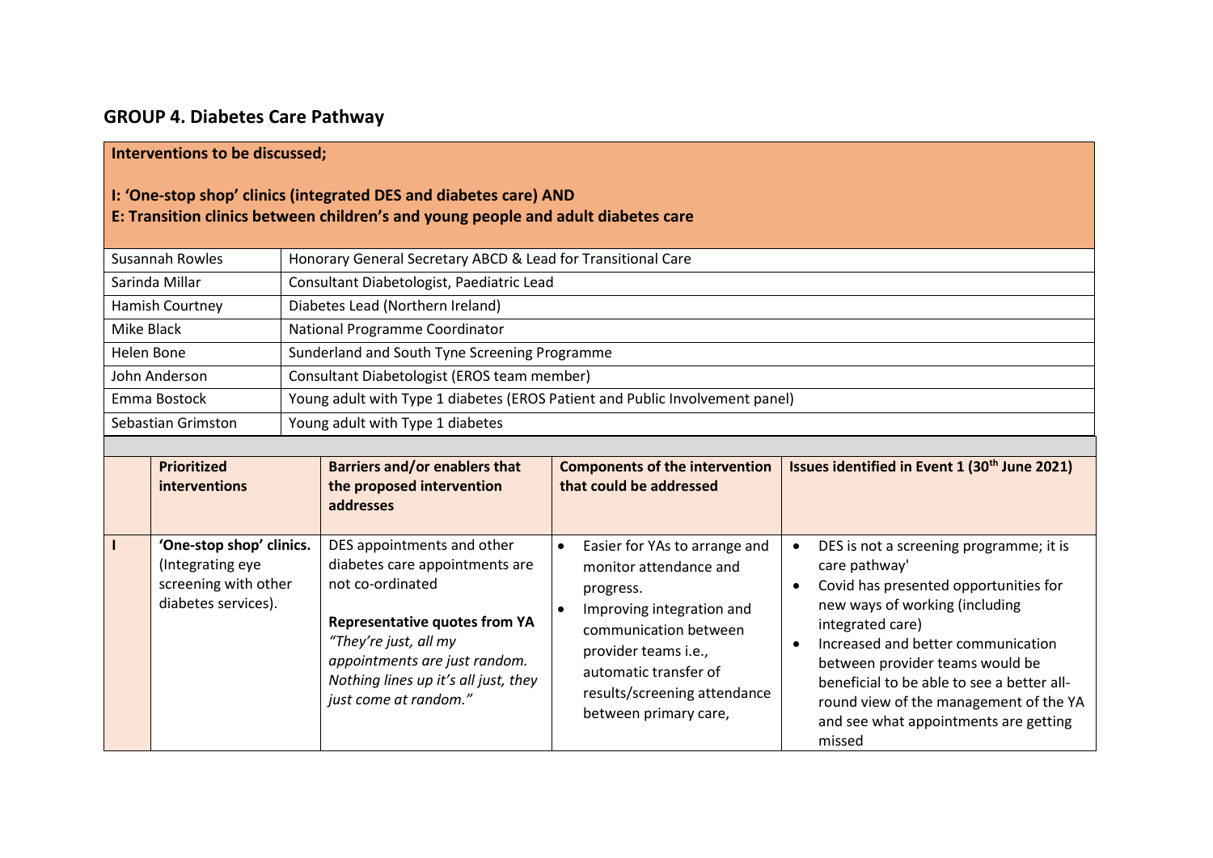## GROUP 4. Diabetes Care Pathway

**Interventions to be discussed;**

**I: 'One-stop shop' clinics (integrated DES and diabetes care) AND**
**E: Transition clinics between children's and young people and adult diabetes care**

| | |
|---|---|
| Susannah Rowles | Honorary General Secretary ABCD & Lead for Transitional Care |
| Sarinda Millar | Consultant Diabetologist, Paediatric Lead |
| Hamish Courtney | Diabetes Lead (Northern Ireland) |
| Mike Black | National Programme Coordinator |
| Helen Bone | Sunderland and South Tyne Screening Programme |
| John Anderson | Consultant Diabetologist (EROS team member) |
| Emma Bostock | Young adult with Type 1 diabetes (EROS Patient and Public Involvement panel) |
| Sebastian Grimston | Young adult with Type 1 diabetes |

| | **Prioritized interventions** | **Barriers and/or enablers that the proposed intervention addresses** | **Components of the intervention that could be addressed** | **Issues identified in Event 1 (30th June 2021)** |
|---|---|---|---|---|
| **I** | **'One-stop shop' clinics.** (Integrating eye screening with other diabetes services). | DES appointments and other diabetes care appointments are not co-ordinated<br><br>**Representative quotes from YA**<br>*"They're just, all my appointments are just random. Nothing lines up it's all just, they just come at random."* | • Easier for YAs to arrange and monitor attendance and progress.<br>• Improving integration and communication between provider teams i.e., automatic transfer of results/screening attendance between primary care, | • DES is not a screening programme; it is care pathway'<br>• Covid has presented opportunities for new ways of working (including integrated care)<br>• Increased and better communication between provider teams would be beneficial to be able to see a better all-round view of the management of the YA and see what appointments are getting missed |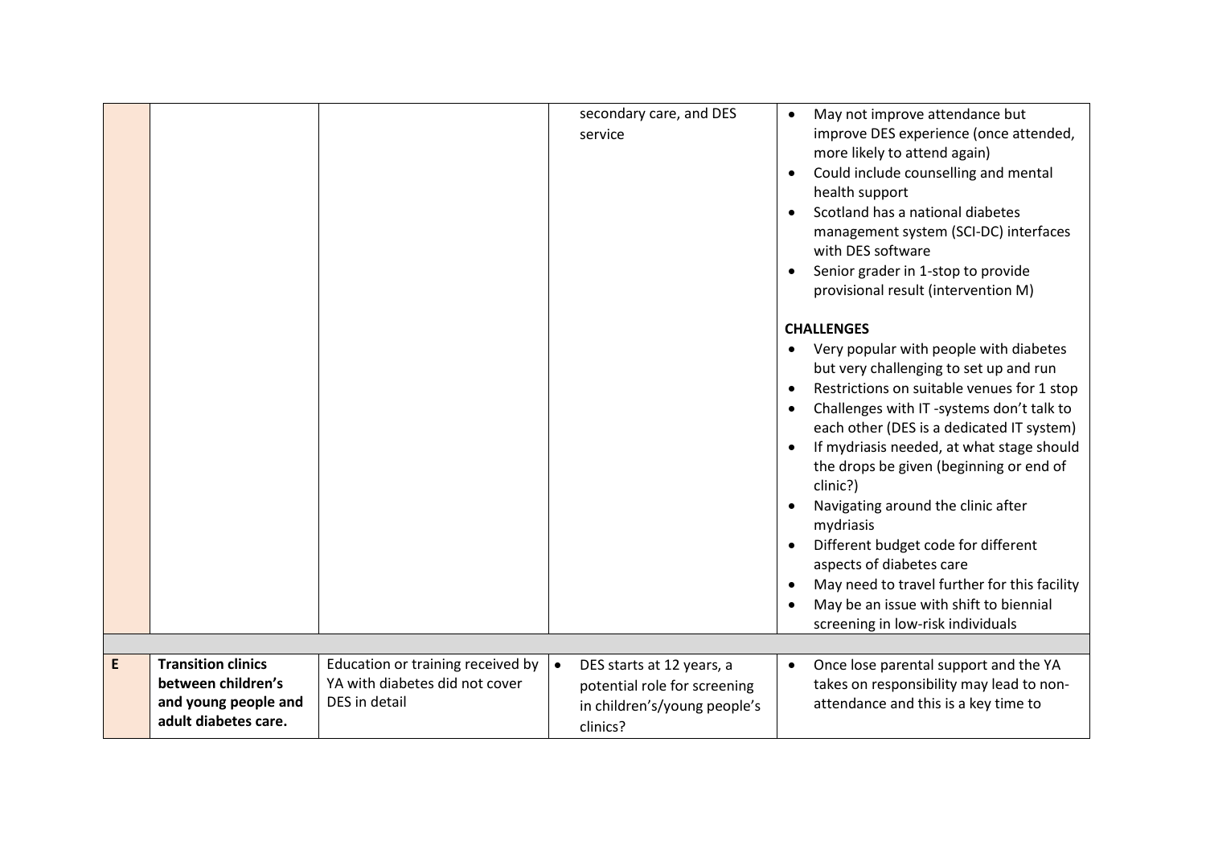| | | | | |
|---|---|---|---|---|
| | | | secondary care, and DES service | • May not improve attendance but improve DES experience (once attended, more likely to attend again)<br>• Could include counselling and mental health support<br>• Scotland has a national diabetes management system (SCI-DC) interfaces with DES software<br>• Senior grader in 1-stop to provide provisional result (intervention M)<br><br>**CHALLENGES**<br>• Very popular with people with diabetes but very challenging to set up and run<br>• Restrictions on suitable venues for 1 stop<br>• Challenges with IT -systems don't talk to each other (DES is a dedicated IT system)<br>• If mydriasis needed, at what stage should the drops be given (beginning or end of clinic?)<br>• Navigating around the clinic after mydriasis<br>• Different budget code for different aspects of diabetes care<br>• May need to travel further for this facility<br>• May be an issue with shift to biennial screening in low-risk individuals |
| | | | | |
| **E** | **Transition clinics between children's and young people and adult diabetes care.** | Education or training received by YA with diabetes did not cover DES in detail | • DES starts at 12 years, a potential role for screening in children's/young people's clinics? | • Once lose parental support and the YA takes on responsibility may lead to non-attendance and this is a key time to |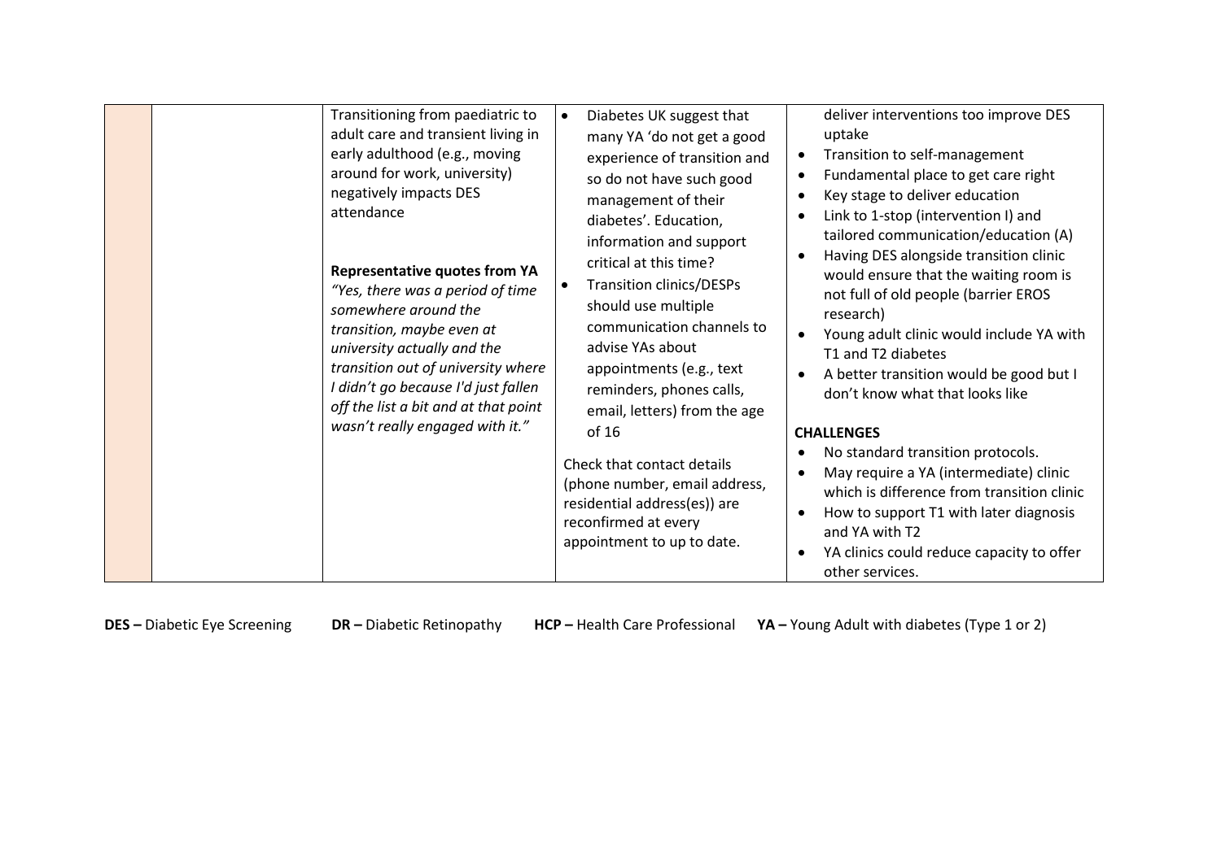| | | | | |
|---|---|---|---|---|
| | | Transitioning from paediatric to adult care and transient living in early adulthood (e.g., moving around for work, university) negatively impacts DES attendance<br><br>**Representative quotes from YA**<br>*"Yes, there was a period of time somewhere around the transition, maybe even at university actually and the transition out of university where I didn't go because I'd just fallen off the list a bit and at that point wasn't really engaged with it."* | • Diabetes UK suggest that many YA 'do not get a good experience of transition and so do not have such good management of their diabetes'. Education, information and support critical at this time?<br>• Transition clinics/DESPs should use multiple communication channels to advise YAs about appointments (e.g., text reminders, phones calls, email, letters) from the age of 16<br><br>Check that contact details (phone number, email address, residential address(es)) are reconfirmed at every appointment to up to date. | deliver interventions too improve DES uptake<br>• Transition to self-management<br>• Fundamental place to get care right<br>• Key stage to deliver education<br>• Link to 1-stop (intervention I) and tailored communication/education (A)<br>• Having DES alongside transition clinic would ensure that the waiting room is not full of old people (barrier EROS research)<br>• Young adult clinic would include YA with T1 and T2 diabetes<br>• A better transition would be good but I don't know what that looks like<br><br>**CHALLENGES**<br>• No standard transition protocols.<br>• May require a YA (intermediate) clinic which is difference from transition clinic<br>• How to support T1 with later diagnosis and YA with T2<br>• YA clinics could reduce capacity to offer other services. |

**DES –** Diabetic Eye Screening **DR –** Diabetic Retinopathy **HCP –** Health Care Professional **YA –** Young Adult with diabetes (Type 1 or 2)